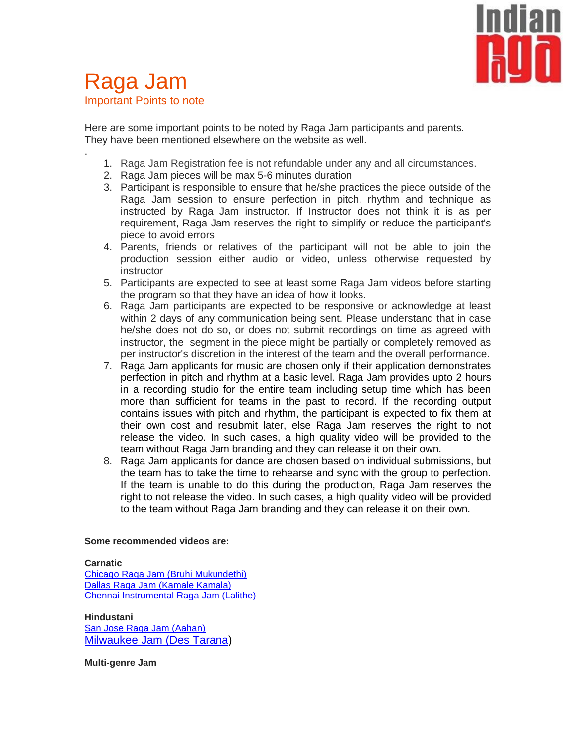# Raga Jam

## Important Points to note

Here are some important points to be noted by Raga Jam participants and parents. They have been mentioned elsewhere on the website as well.

.

1. Raga Jam Registration fee is not refundable under any and all circumstances.
2. Raga Jam pieces will be max 5-6 minutes duration
3. Participant is responsible to ensure that he/she practices the piece outside of the Raga Jam session to ensure perfection in pitch, rhythm and technique as instructed by Raga Jam instructor. If Instructor does not think it is as per requirement, Raga Jam reserves the right to simplify or reduce the participant's piece to avoid errors
4. Parents, friends or relatives of the participant will not be able to join the production session either audio or video, unless otherwise requested by instructor
5. Participants are expected to see at least some Raga Jam videos before starting the program so that they have an idea of how it looks.
6. Raga Jam participants are expected to be responsive or acknowledge at least within 2 days of any communication being sent. Please understand that in case he/she does not do so, or does not submit recordings on time as agreed with instructor, the segment in the piece might be partially or completely removed as per instructor's discretion in the interest of the team and the overall performance.
7. Raga Jam applicants for music are chosen only if their application demonstrates perfection in pitch and rhythm at a basic level. Raga Jam provides upto 2 hours in a recording studio for the entire team including setup time which has been more than sufficient for teams in the past to record. If the recording output contains issues with pitch and rhythm, the participant is expected to fix them at their own cost and resubmit later, else Raga Jam reserves the right to not release the video. In such cases, a high quality video will be provided to the team without Raga Jam branding and they can release it on their own.
8. Raga Jam applicants for dance are chosen based on individual submissions, but the team has to take the time to rehearse and sync with the group to perfection. If the team is unable to do this during the production, Raga Jam reserves the right to not release the video. In such cases, a high quality video will be provided to the team without Raga Jam branding and they can release it on their own.

**Some recommended videos are:**

**Carnatic**
Chicago Raga Jam (Bruhi Mukundethi)
Dallas Raga Jam (Kamale Kamala)
Chennai Instrumental Raga Jam (Lalithe)

**Hindustani**
San Jose Raga Jam (Aahan)
Milwaukee Jam (Des Tarana)

**Multi-genre Jam**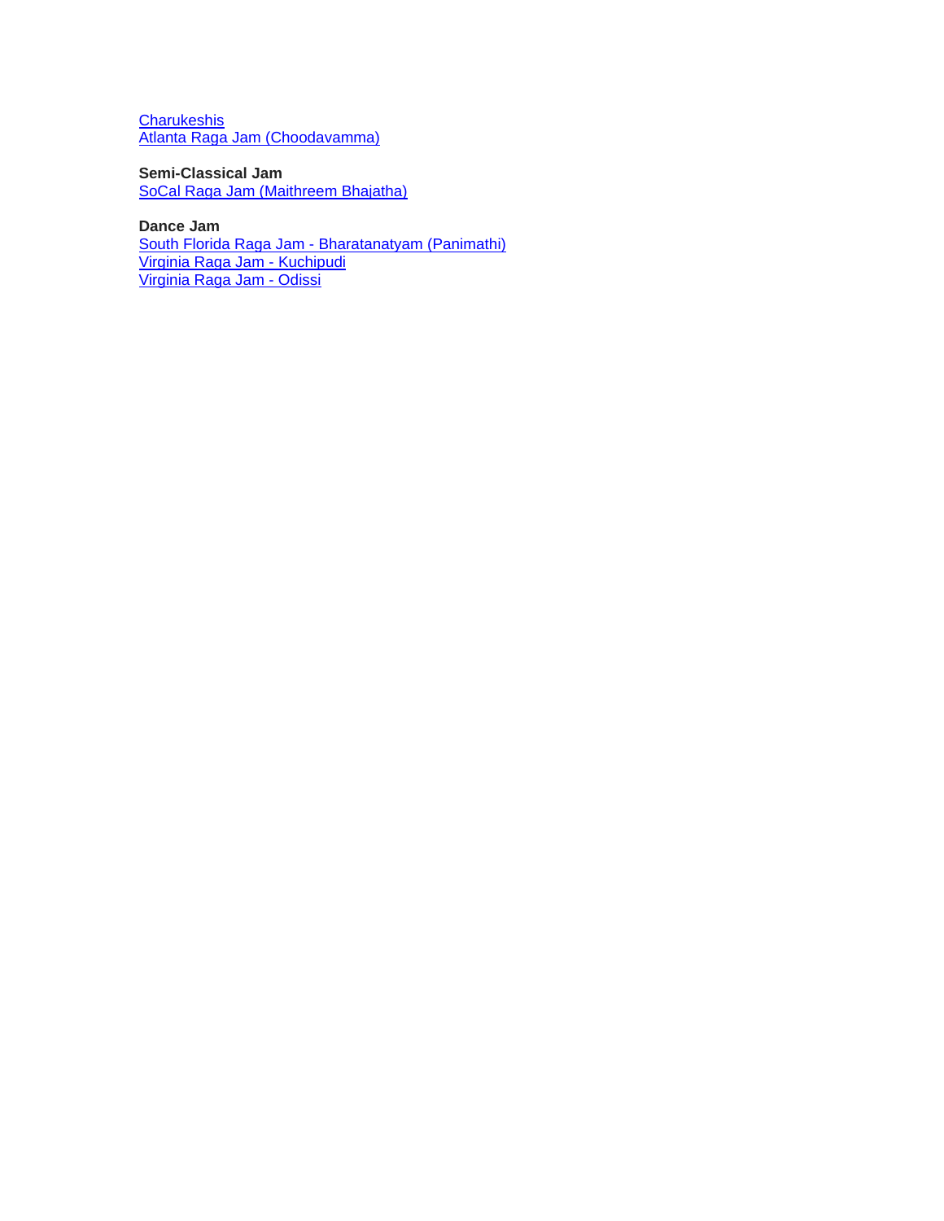Charukeshis
Atlanta Raga Jam (Choodavamma)

**Semi-Classical Jam**
SoCal Raga Jam (Maithreem Bhajatha)

**Dance Jam**
South Florida Raga Jam - Bharatanatyam (Panimathi)
Virginia Raga Jam - Kuchipudi
Virginia Raga Jam - Odissi